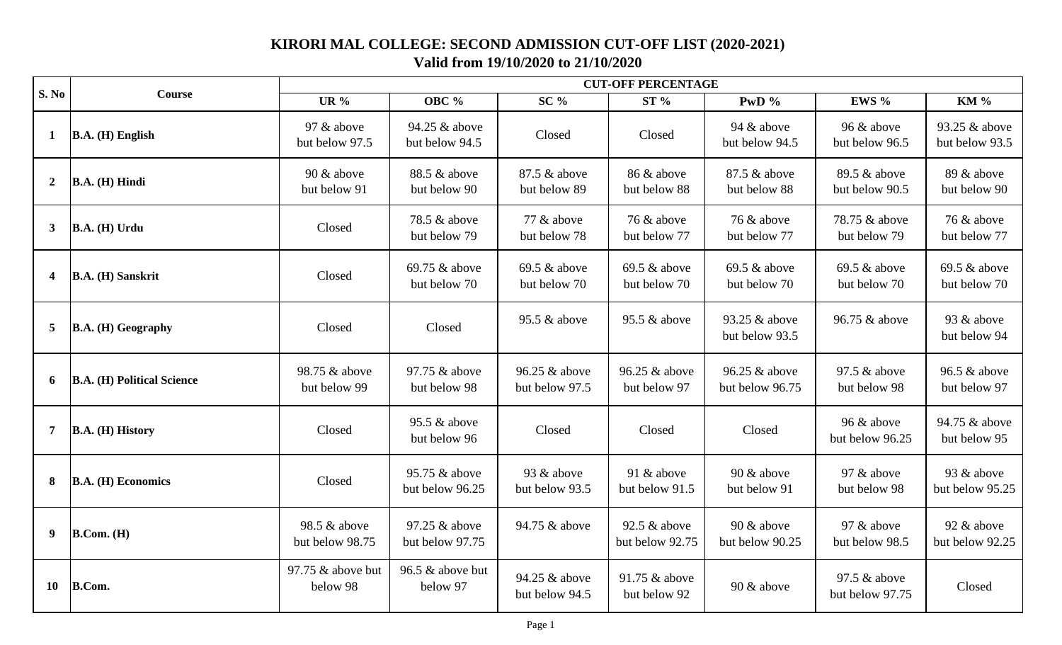# KIRORI MAL COLLEGE: SECOND ADMISSION CUT-OFF LIST (2020-2021)

## Valid from 19/10/2020 to 21/10/2020

| S. No | Course | CUT-OFF PERCENTAGE | | | | | | |
|---|---|---|---|---|---|---|---|---|
| | | UR % | OBC % | SC % | ST % | PwD % | EWS % | KM % |
| 1 | B.A. (H) English | 97 & above but below 97.5 | 94.25 & above but below 94.5 | Closed | Closed | 94 & above but below 94.5 | 96 & above but below 96.5 | 93.25 & above but below 93.5 |
| 2 | B.A. (H) Hindi | 90 & above but below 91 | 88.5 & above but below 90 | 87.5 & above but below 89 | 86 & above but below 88 | 87.5 & above but below 88 | 89.5 & above but below 90.5 | 89 & above but below 90 |
| 3 | B.A. (H) Urdu | Closed | 78.5 & above but below 79 | 77 & above but below 78 | 76 & above but below 77 | 76 & above but below 77 | 78.75 & above but below 79 | 76 & above but below 77 |
| 4 | B.A. (H) Sanskrit | Closed | 69.75 & above but below 70 | 69.5 & above but below 70 | 69.5 & above but below 70 | 69.5 & above but below 70 | 69.5 & above but below 70 | 69.5 & above but below 70 |
| 5 | B.A. (H) Geography | Closed | Closed | 95.5 & above | 95.5 & above | 93.25 & above but below 93.5 | 96.75 & above | 93 & above but below 94 |
| 6 | B.A. (H) Political Science | 98.75 & above but below 99 | 97.75 & above but below 98 | 96.25 & above but below 97.5 | 96.25 & above but below 97 | 96.25 & above but below 96.75 | 97.5 & above but below 98 | 96.5 & above but below 97 |
| 7 | B.A. (H) History | Closed | 95.5 & above but below 96 | Closed | Closed | Closed | 96 & above but below 96.25 | 94.75 & above but below 95 |
| 8 | B.A. (H) Economics | Closed | 95.75 & above but below 96.25 | 93 & above but below 93.5 | 91 & above but below 91.5 | 90 & above but below 91 | 97 & above but below 98 | 93 & above but below 95.25 |
| 9 | B.Com. (H) | 98.5 & above but below 98.75 | 97.25 & above but below 97.75 | 94.75 & above | 92.5 & above but below 92.75 | 90 & above but below 90.25 | 97 & above but below 98.5 | 92 & above but below 92.25 |
| 10 | B.Com. | 97.75 & above but below 98 | 96.5 & above but below 97 | 94.25 & above but below 94.5 | 91.75 & above but below 92 | 90 & above | 97.5 & above but below 97.75 | Closed |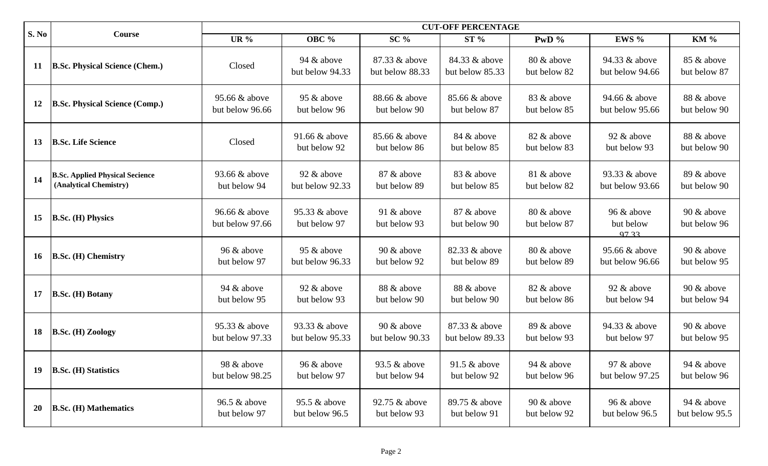| S. No | Course | CUT-OFF PERCENTAGE | | | | | | |
|---|---|---|---|---|---|---|---|---|
| | | UR % | OBC % | SC % | ST % | PwD % | EWS % | KM % |
| 11 | **B.Sc. Physical Science (Chem.)** | Closed | 94 & above but below 94.33 | 87.33 & above but below 88.33 | 84.33 & above but below 85.33 | 80 & above but below 82 | 94.33 & above but below 94.66 | 85 & above but below 87 |
| 12 | **B.Sc. Physical Science (Comp.)** | 95.66 & above but below 96.66 | 95 & above but below 96 | 88.66 & above but below 90 | 85.66 & above but below 87 | 83 & above but below 85 | 94.66 & above but below 95.66 | 88 & above but below 90 |
| 13 | **B.Sc. Life Science** | Closed | 91.66 & above but below 92 | 85.66 & above but below 86 | 84 & above but below 85 | 82 & above but below 83 | 92 & above but below 93 | 88 & above but below 90 |
| 14 | **B.Sc. Applied Physical Secience (Analytical Chemistry)** | 93.66 & above but below 94 | 92 & above but below 92.33 | 87 & above but below 89 | 83 & above but below 85 | 81 & above but below 82 | 93.33 & above but below 93.66 | 89 & above but below 90 |
| 15 | **B.Sc. (H) Physics** | 96.66 & above but below 97.66 | 95.33 & above but below 97 | 91 & above but below 93 | 87 & above but below 90 | 80 & above but below 87 | 96 & above but below 97.33 | 90 & above but below 96 |
| 16 | **B.Sc. (H) Chemistry** | 96 & above but below 97 | 95 & above but below 96.33 | 90 & above but below 92 | 82.33 & above but below 89 | 80 & above but below 89 | 95.66 & above but below 96.66 | 90 & above but below 95 |
| 17 | **B.Sc. (H) Botany** | 94 & above but below 95 | 92 & above but below 93 | 88 & above but below 90 | 88 & above but below 90 | 82 & above but below 86 | 92 & above but below 94 | 90 & above but below 94 |
| 18 | **B.Sc. (H) Zoology** | 95.33 & above but below 97.33 | 93.33 & above but below 95.33 | 90 & above but below 90.33 | 87.33 & above but below 89.33 | 89 & above but below 93 | 94.33 & above but below 97 | 90 & above but below 95 |
| 19 | **B.Sc. (H) Statistics** | 98 & above but below 98.25 | 96 & above but below 97 | 93.5 & above but below 94 | 91.5 & above but below 92 | 94 & above but below 96 | 97 & above but below 97.25 | 94 & above but below 96 |
| 20 | **B.Sc. (H) Mathematics** | 96.5 & above but below 97 | 95.5 & above but below 96.5 | 92.75 & above but below 93 | 89.75 & above but below 91 | 90 & above but below 92 | 96 & above but below 96.5 | 94 & above but below 95.5 |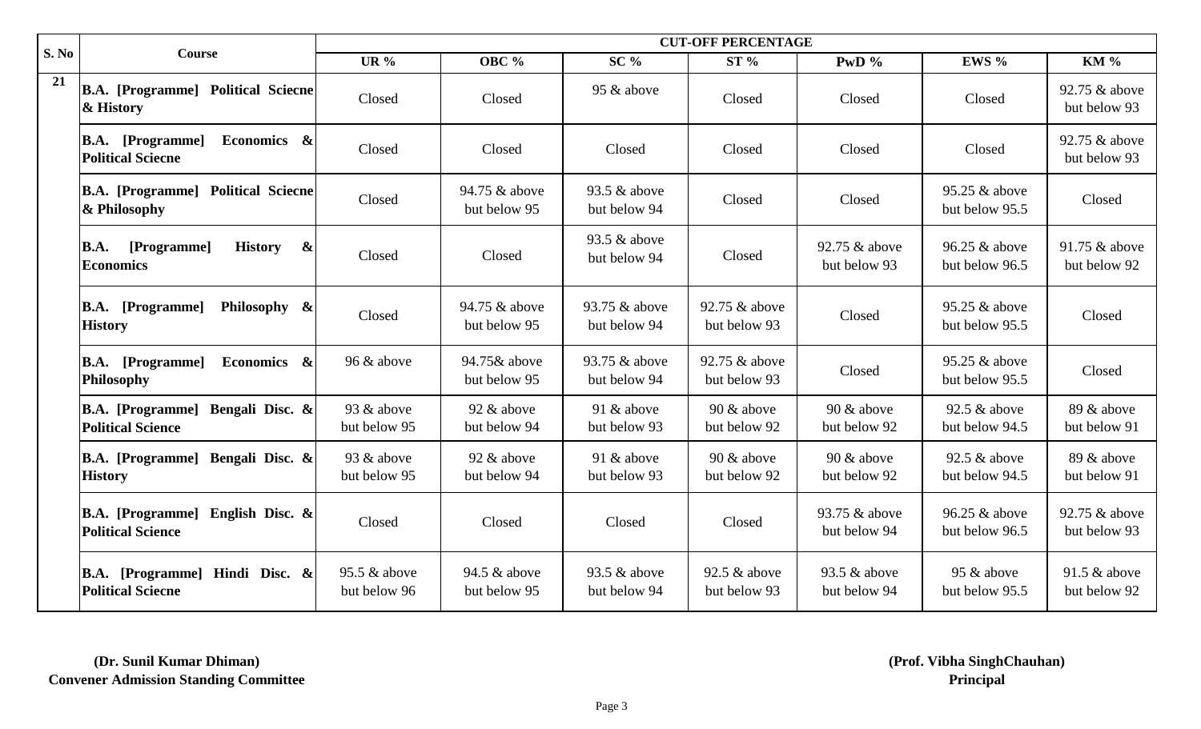| S. No | Course | CUT-OFF PERCENTAGE | | | | | | |
|---|---|---|---|---|---|---|---|---|
| | | UR % | OBC % | SC % | ST % | PwD % | EWS % | KM % |
| 21 | **B.A. [Programme] Political Sciecne & History** | Closed | Closed | 95 & above | Closed | Closed | Closed | 92.75 & above but below 93 |
| | **B.A. [Programme] Economics & Political Sciecne** | Closed | Closed | Closed | Closed | Closed | Closed | 92.75 & above but below 93 |
| | **B.A. [Programme] Political Sciecne & Philosophy** | Closed | 94.75 & above but below 95 | 93.5 & above but below 94 | Closed | Closed | 95.25 & above but below 95.5 | Closed |
| | **B.A. [Programme] History & Economics** | Closed | Closed | 93.5 & above but below 94 | Closed | 92.75 & above but below 93 | 96.25 & above but below 96.5 | 91.75 & above but below 92 |
| | **B.A. [Programme] Philosophy & History** | Closed | 94.75 & above but below 95 | 93.75 & above but below 94 | 92.75 & above but below 93 | Closed | 95.25 & above but below 95.5 | Closed |
| | **B.A. [Programme] Economics & Philosophy** | 96 & above | 94.75& above but below 95 | 93.75 & above but below 94 | 92.75 & above but below 93 | Closed | 95.25 & above but below 95.5 | Closed |
| | **B.A. [Programme] Bengali Disc. & Political Science** | 93 & above but below 95 | 92 & above but below 94 | 91 & above but below 93 | 90 & above but below 92 | 90 & above but below 92 | 92.5 & above but below 94.5 | 89 & above but below 91 |
| | **B.A. [Programme] Bengali Disc. & History** | 93 & above but below 95 | 92 & above but below 94 | 91 & above but below 93 | 90 & above but below 92 | 90 & above but below 92 | 92.5 & above but below 94.5 | 89 & above but below 91 |
| | **B.A. [Programme] English Disc. & Political Science** | Closed | Closed | Closed | Closed | 93.75 & above but below 94 | 96.25 & above but below 96.5 | 92.75 & above but below 93 |
| | **B.A. [Programme] Hindi Disc. & Political Sciecne** | 95.5 & above but below 96 | 94.5 & above but below 95 | 93.5 & above but below 94 | 92.5 & above but below 93 | 93.5 & above but below 94 | 95 & above but below 95.5 | 91.5 & above but below 92 |

**(Dr. Sunil Kumar Dhiman)**
**Convener Admission Standing Committee**

**(Prof. Vibha SinghChauhan)**
**Principal**